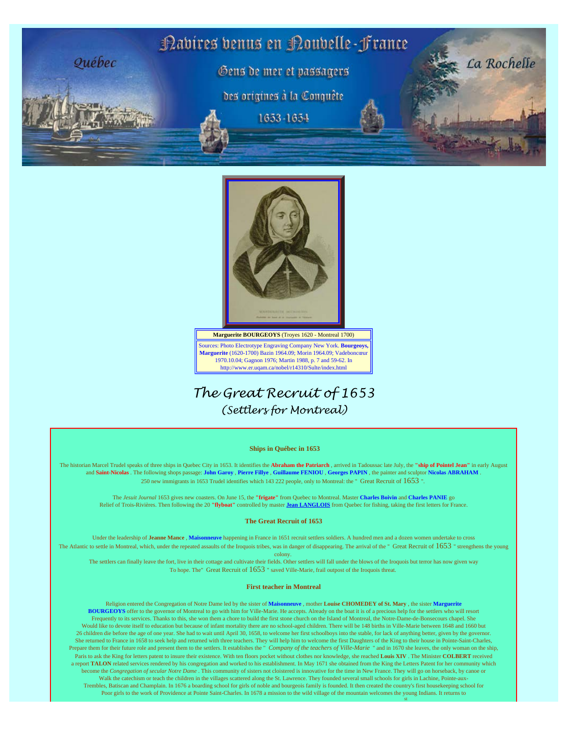# Navires venus en Nouvelle-France

Québec — La Rochelle

Gens de mer et passagers des origines à la Conquête

1653-1654

**Marguerite BOURGEOYS** (Troyes 1620 - Montreal 1700)

Sources: Photo Electrotype Engraving Company New York. **Bourgeoys, Marguerite** (1620-1700) Bazin 1964.09; Morin 1964.09; Vadeboncœur 1970.10.04; Gagnon 1976; Martin 1988, p. 7 and 59-62. In http://www.er.uqam.ca/nobel/r14310/Sulte/index.html

## The Great Recruit of 1653
### (Settlers for Montreal)

### Ships in Québec in 1653

The historian Marcel Trudel speaks of three ships in Quebec City in 1653. It identifies the **Abraham the Patriarch** , arrived in Tadoussac late July, the **"ship of Pointel Jean"** in early August and **Saint-Nicolas** . The following shops passage: **John Garoy** , **Pierre Fillye** , **Guillaume FENIOU** , **Georges PAPIN** , the painter and sculptor **Nicolas ABRAHAM** . 250 new immigrants in 1653 Trudel identifies which 143 222 people, only to Montreal: the " Great Recruit of 1653 ".

The *Jesuit Journal* 1653 gives new coasters. On June 15, the **"frigate"** from Quebec to Montreal. Master **Charles Boivin** and **Charles PANIE** go Relief of Trois-Rivières. Then following the 20 **"flyboat"** controlled by master **Jean LANGLOIS** from Quebec for fishing, taking the first letters for France.

### The Great Recruit of 1653

Under the leadership of **Jeanne Mance** , **Maisonneuve** happening in France in 1651 recruit settlers soldiers. A hundred men and a dozen women undertake to cross The Atlantic to settle in Montreal, which, under the repeated assaults of the Iroquois tribes, was in danger of disappearing. The arrival of the " Great Recruit of 1653 " strengthens the young colony.

The settlers can finally leave the fort, live in their cottage and cultivate their fields. Other settlers will fall under the blows of the Iroquois but terror has now given way To hope. The" Great Recruit of 1653 " saved Ville-Marie, frail outpost of the Iroquois threat.

### First teacher in Montreal

Religion entered the Congregation of Notre Dame led by the sister of **Maisonneuve** , mother **Louise CHOMEDEY of St. Mary** , the sister **Marguerite BOURGEOYS** offer to the governor of Montreal to go with him for Ville-Marie. He accepts. Already on the boat it is of a precious help for the settlers who will resort Frequently to its services. Thanks to this, she won them a chore to build the first stone church on the Island of Montreal, the Notre-Dame-de-Bonsecours chapel. She Would like to devote itself to education but because of infant mortality there are no school-aged children. There will be 148 births in Ville-Marie between 1648 and 1660 but 26 children die before the age of one year. She had to wait until April 30, 1658, to welcome her first schoolboys into the stable, for lack of anything better, given by the governor. She returned to France in 1658 to seek help and returned with three teachers. They will help him to welcome the first Daughters of the King to their house in Pointe-Saint-Charles, Prepare them for their future role and present them to the settlers. It establishes the " *Company of the teachers of Ville-Marie* " and in 1670 she leaves, the only woman on the ship, Paris to ask the King for letters patent to insure their existence. With ten floors pocket without clothes nor knowledge, she reached **Louis XIV** . The Minister **COLBERT** received a report **TALON** related services rendered by his congregation and worked to his establishment. In May 1671 she obtained from the King the Letters Patent for her community which become the *Congregation of secular Notre Dame* . This community of sisters not cloistered is innovative for the time in New France. They will go on horseback, by canoe or Walk the catechism or teach the children in the villages scattered along the St. Lawrence. They founded several small schools for girls in Lachine, Pointe-aux-Trembles, Batiscan and Champlain. In 1676 a boarding school for girls of noble and bourgeois family is founded. It then created the country's first housekeeping school for Poor girls to the work of Providence at Pointe Saint-Charles. In 1678 a mission to the wild village of the mountain welcomes the young Indians. It returns to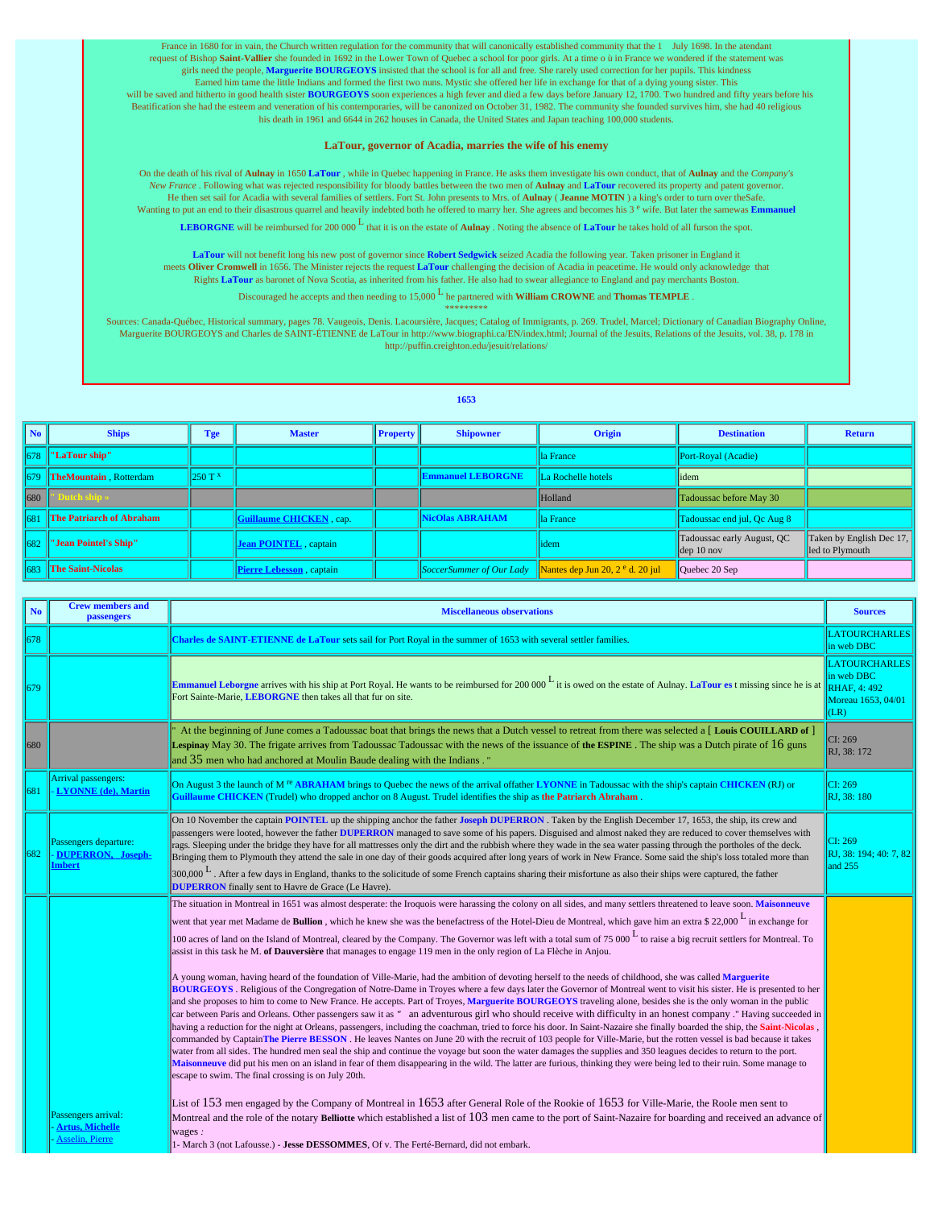France in 1680 for in vain, the Church written regulation for the community that will canonically established community that the 1 July 1698. In the atendant request of Bishop **Saint-Vallier** she founded in 1692 in the Lower Town of Quebec a school for poor girls. At a time o ù in France we wondered if the statement was girls need the people, **Marguerite BOURGEOYS** insisted that the school is for all and free. She rarely used correction for her pupils. This kindness Earned him tame the little Indians and formed the first two nuns. Mystic she offered her life in exchange for that of a dying young sister. This will be saved and hitherto in good health sister **BOURGEOYS** soon experiences a high fever and died a few days before January 12, 1700. Two hundred and fifty years before his Beatification she had the esteem and veneration of his contemporaries, will be canonized on October 31, 1982. The community she founded survives him, she had 40 religious his death in 1961 and 6644 in 262 houses in Canada, the United States and Japan teaching 100,000 students.

### LaTour, governor of Acadia, marries the wife of his enemy

On the death of his rival of **Aulnay** in 1650 **LaTour** , while in Quebec happening in France. He asks them investigate his own conduct, that of **Aulnay** and the *Company's New France* . Following what was rejected responsibility for bloody battles between the two men of **Aulnay** and **LaTour** recovered its property and patent governor. He then set sail for Acadia with several families of settlers. Fort St. John presents to Mrs. of **Aulnay** ( **Jeanne MOTIN** ) a king's order to turn over theSafe. Wanting to put an end to their disastrous quarrel and heavily indebted both he offered to marry her. She agrees and becomes his 3 [e] wife. But later the samewas **Emmanuel LEBORGNE** will be reimbursed for 200 000 [L] that it is on the estate of **Aulnay** . Noting the absence of **LaTour** he takes hold of all furson the spot.

**LaTour** will not benefit long his new post of governor since **Robert Sedgwick** seized Acadia the following year. Taken prisoner in England it meets **Oliver Cromwell** in 1656. The Minister rejects the request **LaTour** challenging the decision of Acadia in peacetime. He would only acknowledge that Rights **LaTour** as baronet of Nova Scotia, as inherited from his father. He also had to swear allegiance to England and pay merchants Boston.

Discouraged he accepts and then needing to 15,000 [L] he partnered with **William CROWNE** and **Thomas TEMPLE** .

*********

Sources: Canada-Québec, Historical summary, pages 78. Vaugeois, Denis. Lacoursière, Jacques; Catalog of Immigrants, p. 269. Trudel, Marcel; Dictionary of Canadian Biography Online, Marguerite BOURGEOYS and Charles de SAINT-ÉTIENNE de LaTour in http://www.biographi.ca/EN/index.html; Journal of the Jesuits, Relations of the Jesuits, vol. 38, p. 178 in http://puffin.creighton.edu/jesuit/relations/

## 1653

| No | Ships | Tge | Master | Property | Shipowner | Origin | Destination | Return |
|---|---|---|---|---|---|---|---|---|
| 678 | "LaTour ship" | | | | | la France | Port-Royal (Acadie) | |
| 679 | TheMountain , Rotterdam | 250 T [x] | | | Emmanuel LEBORGNE | La Rochelle hotels | idem | |
| 680 | " Dutch ship » | | | | | Holland | Tadoussac before May 30 | |
| 681 | The Patriarch of Abraham | | Guillaume CHICKEN , cap. | | NicOlas ABRAHAM | la France | Tadoussac end jul, Qc Aug 8 | |
| 682 | "Jean Pointel's Ship" | | Jean POINTEL , captain | | | idem | Tadoussac early August, QC dep 10 nov | Taken by English Dec 17, led to Plymouth |
| 683 | The Saint-Nicolas | | Pierre Lebesson , captain | | SoccerSummer of Our Lady | Nantes dep Jun 20, 2 [e] d. 20 jul | Quebec 20 Sep | |

| No | Crew members and passengers | Miscellaneous observations | Sources |
|---|---|---|---|
| 678 | | **Charles de SAINT-ETIENNE de LaTour** sets sail for Port Royal in the summer of 1653 with several settler families. | LATOURCHARLES in web DBC |
| 679 | | **Emmanuel Leborgne** arrives with his ship at Port Royal. He wants to be reimbursed for 200 000 [L] it is owed on the estate of Aulnay. **LaTour es** t missing since he is at Fort Sainte-Marie, **LEBORGNE** then takes all that fur on site. | LATOURCHARLES in web DBC RHAF, 4: 492 Moreau 1653, 04/01 (LR) |
| 680 | | " At the beginning of June comes a Tadoussac boat that brings the news that a Dutch vessel to retreat from there was selected a [ **Louis COUILLARD of** ] **Lespinay** May 30. The frigate arrives from Tadoussac Tadoussac with the news of the issuance of **the ESPINE** . The ship was a Dutch pirate of 16 guns and 35 men who had anchored at Moulin Baude dealing with the Indians . " | CI: 269 RJ, 38: 172 |
| 681 | Arrival passengers: - LYONNE (de), Martin | On August 3 the launch of M [re] **ABRAHAM** brings to Quebec the news of the arrival offather **LYONNE** in Tadoussac with the ship's captain **CHICKEN** (RJ) or **Guillaume CHICKEN** (Trudel) who dropped anchor on 8 August. Trudel identifies the ship as **the Patriarch Abraham** . | CI: 269 RJ, 38: 180 |
| 682 | Passengers departure: - DUPERRON, Joseph-Imbert | On 10 November the captain **POINTEL** up the shipping anchor the father **Joseph DUPERRON** . Taken by the English December 17, 1653, the ship, its crew and passengers were looted, however the father **DUPERRON** managed to save some of his papers. Disguised and almost naked they are reduced to cover themselves with rags. Sleeping under the bridge they have for all mattresses only the dirt and the rubbish where they wade in the sea water passing through the portholes of the deck. Bringing them to Plymouth they attend the sale in one day of their goods acquired after long years of work in New France. Some said the ship's loss totaled more than 300,000 [L] . After a few days in England, thanks to the solicitude of some French captains sharing their misfortune as also their ships were captured, the father **DUPERRON** finally sent to Havre de Grace (Le Havre). | CI: 269 RJ, 38: 194; 40: 7, 82 and 255 |
| | Passengers arrival: - Artus, Michelle - Asselin, Pierre | The situation in Montreal in 1651 was almost desperate: the Iroquois were harassing the colony on all sides, and many settlers threatened to leave soon. **Maisonneuve** went that year met Madame de **Bullion** , which he knew she was the benefactress of the Hotel-Dieu de Montreal, which gave him an extra $ 22,000 [L] in exchange for 100 acres of land on the Island of Montreal, cleared by the Company. The Governor was left with a total sum of 75 000 [L] to raise a big recruit settlers for Montreal. To assist in this task he M. **of Dauversière** that manages to engage 119 men in the only region of La Flèche in Anjou.<br><br>A young woman, having heard of the foundation of Ville-Marie, had the ambition of devoting herself to the needs of childhood, she was called **Marguerite BOURGEOYS** . Religious of the Congregation of Notre-Dame in Troyes where a few days later the Governor of Montreal went to visit his sister. He is presented to her and she proposes to him to come to New France. He accepts. Part of Troyes, **Marguerite BOURGEOYS** traveling alone, besides she is the only woman in the public car between Paris and Orleans. Other passengers saw it as " an adventurous girl who should receive with difficulty in an honest company ." Having succeeded in having a reduction for the night at Orleans, passengers, including the coachman, tried to force his door. In Saint-Nazaire she finally boarded the ship, the **Saint-Nicolas** , commanded by Captain**The Pierre BESSON** . He leaves Nantes on June 20 with the recruit of 103 people for Ville-Marie, but the rotten vessel is bad because it takes water from all sides. The hundred men seal the ship and continue the voyage but soon the water damages the supplies and 350 leagues decides to return to the port. **Maisonneuve** did put his men on an island in fear of them disappearing in the wild. The latter are furious, thinking they were being led to their ruin. Some manage to escape to swim. The final crossing is on July 20th.<br><br>List of 153 men engaged by the Company of Montreal in 1653 after General Role of the Rookie of 1653 for Ville-Marie, the Roole men sent to Montreal and the role of the notary **Belliotte** which established a list of 103 men came to the port of Saint-Nazaire for boarding and received an advance of wages :<br>1- March 3 (not Lafousse.) - **Jesse DESSOMMES**, Of v. The Ferté-Bernard, did not embark. | |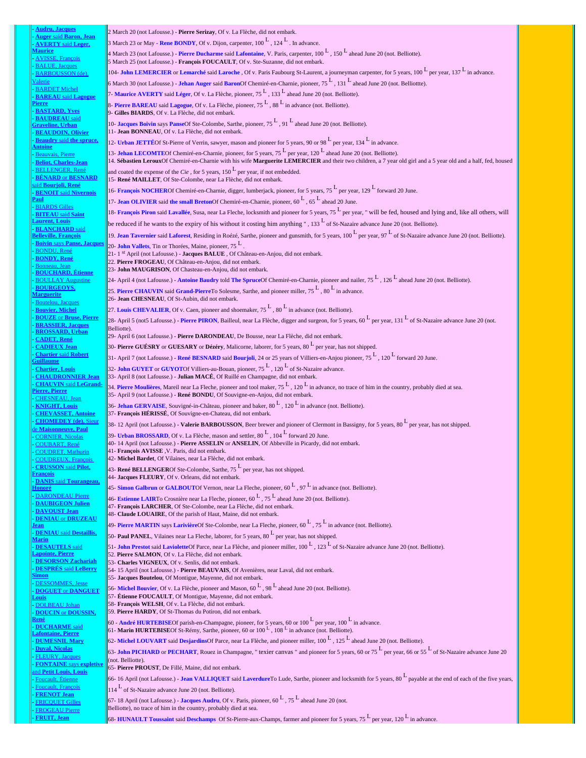- Audru, Jacques
- Auger said Baron, Jean
- AVERTY said Léger, Maurice
- AVISSE, François
- BALUE, Jacques
- BARBOUSSON (de), Valerie
- BARDET Michel
- BAREAU said Lagogue Pierre
- BASTARD, Yves
- BAUDREAU said Graveline, Urban
- BEAUDOIN, Olivier
- Beaudry said the spruce, Antoine
- Beauvais, Pierre
- Beliot, Charles-Jean
- BELLENGER, René
- BÉNARD or BESNARD said Bourjoli, René
- BENOIT said Nivernois Paul
- BIARDS Gilles
- BITEAU said Saint Laurent, Louis
- BLANCHARD said Belleville, François
- Boivin says Panse, Jacques
- BONDU, René
- BONDY, René
- Bonneau, Jean
- BOUCHARD, Étienne
- BOULLAY Augustine
- BOURGEOYS, Marguerite
- Boutelou, Jacques
- Bouvier, Michel
- BOUZE or Bruse, Pierre
- BRASSIER, Jacques
- BROSSARD, Urban
- CADET, René
- CADIEUX Jean
- Chartier said Robert Guillaume
- Chartier, Louis
- CHAUDRONNIER Jean
- CHAUVIN said LeGrand-Pierre, Pierre
- CHESNEAU, Jean
- KNIGHT, Louis
- CHEVASSET, Antoine
- CHOMEDEY (de), Sieur de Maisonneuve, Paul
- CORNIER, Nicolas
- COUBART, René
- COUDRET, Mathurin
- COUDREUX, François
- CRUSSON said Pilot, François
- DANIS said Tourangeau, Honoré
- DARONDEAU Pierre
- DAUBIGEON Julien
- DAVOUST Jean
- DENIAU or DRUZEAU Jean
- DENIAU said Destaillis, Marin
- DESAUTELS said Lapointe, Pierre
- DESORSON Zachariah
- DESPRÉS said LeBerry Simon
- DESSOMMES, Jesse
- DOGUET or DANGUET Louis
- DOLBEAU Johan
- DOUCIN or DOUSSIN, René
- DUCHARME said Lafontaine, Pierre
- DUMESNIL Mary
- Duval, Nicolas
- FLEURY, Jacques
- FONTAINE says expletive and Petit Louis, Louis
- Foucault, Étienne
- Foucault, François
- FRENOT Jean
- FRICQUET Gilles
- FROGEAU Pierre
- FRUIT, Jean

2 March 20 (not Lafousse.) - **Pierre Serizay**, Of v. La Flèche, did not embark.

3 March 23 or May - **Rene BONDY**, Of v. Dijon, carpenter, 100 L , 124 L . In advance.

4 March 23 (not Lafousse.) - **Pierre Ducharme** said **Lafontaine**, V. Paris, carpenter, 100 L , 150 L ahead June 20 (not. Belliotte).

5 March 25 (not Lafousse.) - **François FOUCAULT**, Of v. Ste-Suzanne, did not embark.

104- **John LEMERCIER** or **Lemarché** said **Laroche** , Of v. Paris Faubourg St-Laurent, a journeyman carpenter, for 5 years, 100 L per year, 137 L in advance.

6 March 30 (not Lafousse.) - **Jehan Auger** said **Baron**Of Chemiré-en-Charnie, pioneer, 75 L , 131 L ahead June 20 (not. Belliottte).

7- **Maurice AVERTY** said **Léger**, Of v. La Flèche, pioneer, 75 L , 133 L ahead June 20 (not. Belliotte).

8- **Pierre BAREAU** said **Lagogue**, Of v. La Flèche, pioneer, 75 L , 88 L in advance (not. Belliotte).

9- **Gilles BIARDS**, Of v. La Flèche, did not embark.

10- **Jacques Boivin** says **Panse**Of Ste-Colombe, Sarthe, pioneer, 75 L , 91 L ahead June 20 (not. Belliotte).

11- **Jean BONNEAU**, Of v. La Flèche, did not embark.

12- **Urban JETTÉ**Of St-Pierre of Verrin, sawyer, mason and pioneer for 5 years, 90 or 98 L per year, 134 L in advance.

13- **Jehan LECOMTE**Of Chemiré-en-Charnie, pioneer, for 5 years, 75 L per year, 120 L ahead June 20 (not. Belliotte).

14. **Sébastien Leroux**Of Chemiré-en-Charnie with his wife **Marguerite LEMERCIER** and their two children, a 7 year old girl and a 5 year old and a half, fed, housed and coated the expense of the *Cie* , for 5 years, 150 L per year, if not embedded.

15- **René MAILLET**, Of Ste-Colombe, near La Flèche, did not embark.

16- **François NOCHER**Of Chemiré-en-Charnie, digger, lumberjack, pioneer, for 5 years, 75 L per year, 129 L forward 20 June.

17- **Jean OLIVIER** said **the small Breton**Of Chemiré-en-Charnie, pioneer, 60 L , 65 L ahead 20 June.

18- **François Piron** said **Lavallée**, Susa, near La Fleche, locksmith and pioneer for 5 years, 75 L per year, " will be fed, housed and lying and, like all others, will be reduced if he wants to the expiry of his without it costing him anything " , 133 L of St-Nazaire advance June 20 (not. Belliotte).

19. **Jean Tavernier** said **Laforest**, Residing in Roézé, Sarthe, pioneer and gunsmith, for 5 years, 100 L per year, 97 L of St-Nazaire advance June 20 (not. Belliotte).

20- **John Vallets**, Tin or Thorées, Maine, pioneer, 75 L .

21- 1 st April (not Lafousse.) - **Jacques BALUE** , Of Château-en-Anjou, did not embark.

22. **Pierre FROGEAU**, Of Château-en-Anjou, did not embark.

23- **John MAUGRISON**, Of Chasteau-en-Anjou, did not embark.

24- April 4 (not Lafousse.) - **Antoine Baudry** told **The Spruce**Of Chemiré-en-Charnie, pioneer and nailer, 75 L , 126 L ahead June 20 (not. Belliotte).

25. **Pierre CHAUVIN** said **Grand-Pierre**To Solesme, Sarthe, and pioneer miller, 75 L , 80 L in advance.

26- **Jean CHESNEAU**, Of St-Aubin, did not embark.

27. **Louis CHEVALIER**, Of v. Caen, pioneer and shoemaker, 75 L , 80 L in advance (not. Belliotte).

28- April 5 (not5 Lafousse.) - **Pierre PIRON**, Bailleul, near La Flèche, digger and surgeon, for 5 years, 60 L per year, 131 L of St-Nazaire advance June 20 (not. Belliotte).

29- April 6 (not Lafousse.) - **Pierre DARONDEAU**, De Bousse, near La Flèche, did not embark.

30- **Pierre GUÉSRY** or **GUESARY** or **Dézéry**, Malicorne, laborer, for 5 years, 80 L per year, has not shipped.

31- April 7 (not Lafousse.) - **René BESNARD** said **Bourjoli**, 24 or 25 years of Villiers-en-Anjou pioneer, 75 L , 120 L forward 20 June.

32- **John GUYET** or **GUYOT**Of Villiers-au-Bouan, pioneer, 75 L , 120 L of St-Nazaire advance.

33- April 8 (not Lafousse.) - **Julian MACÉ**, Of Ruillé en Champagne, did not embark.

34- **Pierre Moulières**, Mareil near La Fleche, pioneer and tool maker, 75 L , 120 L in advance, no trace of him in the country, probably died at sea.

35- April 9 (not Lafousse.) - **René BONDU**, Of Souvigne-en-Anjou, did not embark.

36- **Jehan GERVAISE**, Souvigné-in-Château, pioneer and baker, 80 L , 120 L in advance (not. Belliotte).

37- **François HÉRISSÉ**, Of Souvigne-en-Chateau, did not embark.

38- 12 April (not Lafousse.) - **Valerie BARBOUSSON**, Beer brewer and pioneer of Clermont in Bassigny, for 5 years, 80 L per year, has not shipped.

39- **Urban BROSSARD**, Of v. La Flèche, mason and settler, 80 L , 104 L forward 20 June.

40- 14 April (not Lafousse.) - **Pierre ASSELIN** or **ANSELIN**, Of Abbeville in Picardy, did not embark.

41- **François AVISSE** ,V. Paris, did not embark.

42- **Michel Bardet**, Of Vilaines, near La Flèche, did not embark.

43- **René BELLENGER**Of Ste-Colombe, Sarthe, 75 L per year, has not shipped.

44- **Jacques FLEURY**, Of v. Orleans, did not embark.

45- **Simon Galbrun** or **GALBOUT**Of Vernon, near La Fleche, pioneer, 60 L , 97 L in advance (not. Belliotte).

46- **Estienne LAIR**To Crosnière near La Fleche, pioneer, 60 L , 75 L ahead June 20 (not. Belliotte).

47- **François LARCHER**, Of Ste-Colombe, near La Flèche, did not embark.

48- **Claude LOUAIRE**, Of the parish of Haut, Maine, did not embark.

49- **Pierre MARTIN** says **Larivière**Of Ste-Colombe, near La Fleche, pioneer, 60 L , 75 L in advance (not. Belliotte).

50- **Paul PANEL**, Vilaines near La Fleche, laborer, for 5 years, 80 L per year, has not shipped.

51- **John Prestot** said **Laviolette**Of Parce, near La Flèche, and pioneer miller, 100 L , 123 L of St-Nazaire advance June 20 (not. Belliotte).

52. **Pierre SALMON**, Of v. La Flèche, did not embark.

53- **Charles VIGNEUX**, Of v. Senlis, did not embark.

54- 15 April (not Lafousse.) - **Pierre BEAUVAIS**, Of Avenières, near Laval, did not embark.

55- **Jacques Boutelou**, Of Montigue, Mayenne, did not embark.

56- **Michel Bouvier**, Of v. La Flèche, pioneer and Mason, 60 L , 98 L ahead June 20 (not. Belliotte).

57- **Étienne FOUCAULT**, Of Montigue, Mayenne, did not embark.

58- **François WELSH**, Of v. La Flèche, did not embark.

59. **Pierre HARDY**, Of St-Thomas du Potiron, did not embark.

60 - **André HURTEBISE**Of parish-en-Champagne, pioneer, for 5 years, 60 or 100 L per year, 100 L in advance.

61- **Marin HURTEBISE**Of St-Rémy, Sarthe, pioneer, 60 or 100 L , 108 L in advance (not. Belliotte).

62- **Michel LOUVART** said **Desjardins**Of Parce, near La Flèche, and pioneer miller, 100 L , 125 L ahead June 20 (not. Belliotte).

63- **John PICHARD** or **PECHART**, Rouez in Champagne, " texier canvas " and pioneer for 5 years, 60 or 75 L per year, 66 or 55 L of St-Nazaire advance June 20 (not. Belliotte).

65- **Pierre PROUST**, De Fillé, Maine, did not embark.

66- 16 April (not Lafousse.) - **Jean VALLIQUET** said **Laverdure**To Lude, Sarthe, pioneer and locksmith for 5 years, 80 L payable at the end of each of the five years, 114 L of St-Nazaire advance June 20 (not. Belliotte).

67- 18 April (not Lafousse.) - **Jacques Audru**, Of v. Paris, pioneer, 60 L , 75 L ahead June 20 (not. Belliotte), no trace of him in the country, probably died at sea.

68- **HUNAULT Toussaint** said **Deschamps** Of St-Pierre-aux-Champs, farmer and pioneer for 5 years, 75 L per year, 120 L in advance.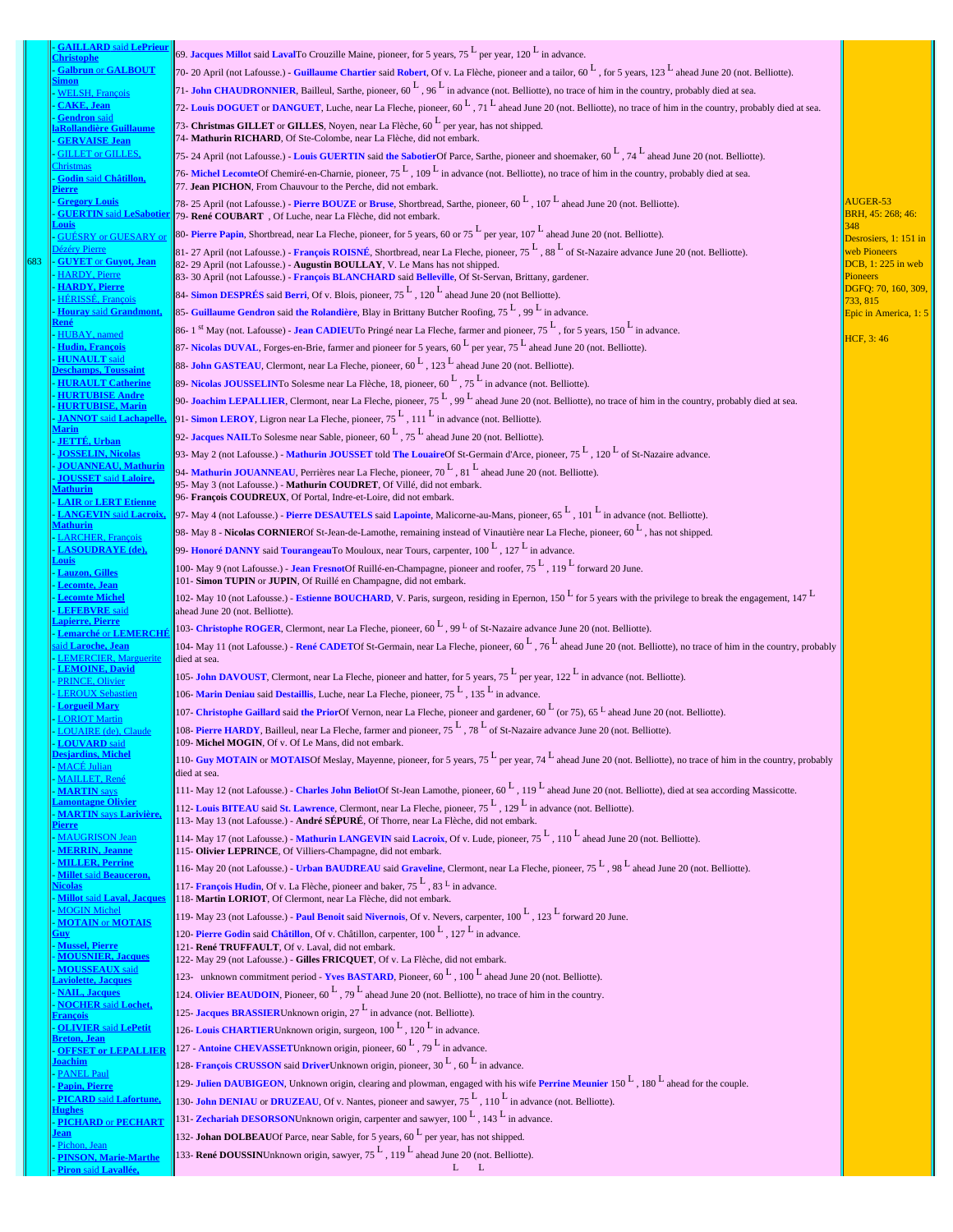| | | | |
|---|---|---|---|
| 683 | - GAILLARD said LePrieur Christophe<br>- Galbrun or GALBOUT Simon<br>- WELSH, François<br>- CAKE, Jean<br>- Gendron said laRollandière Guillaume<br>- GERVAISE Jean<br>- GILLET or GILLES, Christmas<br>- Godin said Châtillon, Pierre<br>- Gregory Louis<br>- GUERTIN said LeSabotier Louis<br>- GUÉSRY or GUESARY or Dézéry Pierre<br>- GUYET or Guyot, Jean<br>- HARDY, Pierre<br>- HARDY, Pierre<br>- HÉRISSÉ, François<br>- Houray said Grandmont, René<br>- HUBAY, named<br>- Hudin, François<br>- HUNAULT said Deschamps, Toussaint<br>- HURAULT Catherine<br>- HURTUBISE Andre<br>- HURTUBISE, Marin<br>- JANNOT said Lachapelle, Marin<br>- JETTÉ, Urban<br>- JOSSELIN, Nicolas<br>- JOUANNEAU, Mathurin<br>- JOUSSET said Laloire, Mathurin<br>- LAIR or LERT Etienne<br>- LANGEVIN said Lacroix, Mathurin<br>- LARCHER, François<br>- LASOUDRAYE (de), Louis<br>- Lauzon, Gilles<br>- Lecomte, Jean<br>- Lecomte Michel<br>- LEFEBVRE said Lapierre, Pierre<br>- Lemarché or LEMERCHÉ said Laroche, Jean<br>- LEMERCIER, Marguerite<br>- LEMOINE, David<br>- PRINCE, Olivier<br>- LEROUX Sebastien<br>- Lorgueil Mary<br>- LORIOT Martin<br>- LOUAIRE (de), Claude<br>- LOUVARD said Desjardins, Michel<br>- MACÉ Julian<br>- MAILLET, René<br>- MARTIN says Lamontagne Olivier<br>- MARTIN says Larivière, Pierre<br>- MAUGRISON Jean<br>- MERRIN, Jeanne<br>- MILLER, Perrine<br>- Millet said Beauceron, Nicolas<br>- Millot said Laval, Jacques<br>- MOGIN Michel<br>- MOTAIN or MOTAIS Guy<br>- Mussel, Pierre<br>- MOUSNIER, Jacques<br>- MOUSSEAUX said Laviolette, Jacques<br>- NAIL, Jacques<br>- NOCHER said Lochet, François<br>- OLIVIER said LePetit Breton, Jean<br>- OFFSET or LEPALLIER Joachim<br>- PANEL Paul<br>- Papin, Pierre<br>- PICARD said Lafortune, Hughes<br>- PICHARD or PECHART Jean<br>- Pichon, Jean<br>- PINSON, Marie-Marthe<br>- Piron said Lavallée, | 69. Jacques Millot said LavalTo Crouzille Maine, pioneer, for 5 years, 75 L per year, 120 L in advance.<br>70- 20 April (not Lafousse.) - Guillaume Chartier said Robert, Of v. La Flèche, pioneer and a tailor, 60 L , for 5 years, 123 L ahead June 20 (not. Belliotte).<br>71- John CHAUDRONNIER, Bailleul, Sarthe, pioneer, 60 L , 96 L in advance (not. Belliotte), no trace of him in the country, probably died at sea.<br>72- Louis DOGUET or DANGUET, Luche, near La Fleche, pioneer, 60 L , 71 L ahead June 20 (not. Belliotte), no trace of him in the country, probably died at sea.<br>73- Christmas GILLET or GILLES, Noyen, near La Flèche, 60 L per year, has not shipped.<br>74- Mathurin RICHARD, Of Ste-Colombe, near La Flèche, did not embark.<br>75- 24 April (not Lafousse.) - Louis GUERTIN said the SabotierOf Parce, Sarthe, pioneer and shoemaker, 60 L , 74 L ahead June 20 (not. Belliotte).<br>76- Michel LecomteOf Chemiré-en-Charnie, pioneer, 75 L , 109 L in advance (not. Belliotte), no trace of him in the country, probably died at sea.<br>77. Jean PICHON, From Chauvour to the Perche, did not embark.<br>78- 25 April (not Lafousse.) - Pierre BOUZE or Bruse, Shortbread, Sarthe, pioneer, 60 L , 107 L ahead June 20 (not. Belliotte).<br>79- René COUBART , Of Luche, near La Flèche, did not embark.<br>80- Pierre Papin, Shortbread, near La Fleche, pioneer, for 5 years, 60 or 75 L per year, 107 L ahead June 20 (not. Belliotte).<br>81- 27 April (not Lafousse.) - François ROISNÉ, Shortbread, near La Fleche, pioneer, 75 L , 88 L of St-Nazaire advance June 20 (not. Belliotte).<br>82- 29 April (not Lafousse.) - Augustin BOULLAY, V. Le Mans has not shipped.<br>83- 30 April (not Lafousse.) - François BLANCHARD said Belleville, Of St-Servan, Brittany, gardener.<br>84- Simon DESPRÉS said Berri, Of v. Blois, pioneer, 75 L , 120 L ahead June 20 (not Belliotte).<br>85- Guillaume Gendron said the Rolandière, Blay in Brittany Butcher Roofing, 75 L , 99 L in advance.<br>86- 1 st May (not. Lafousse) - Jean CADIEUTo Pringé near La Fleche, farmer and pioneer, 75 L , for 5 years, 150 L in advance.<br>87- Nicolas DUVAL, Forges-en-Brie, farmer and pioneer for 5 years, 60 L per year, 75 L ahead June 20 (not. Belliotte).<br>88- John GASTEAU, Clermont, near La Fleche, pioneer, 60 L , 123 L ahead June 20 (not. Belliotte).<br>89- Nicolas JOUSSELINTo Solesme near La Flèche, 18, pioneer, 60 L , 75 L in advance (not. Belliotte).<br>90- Joachim LEPALLIER, Clermont, near La Fleche, pioneer, 75 L , 99 L ahead June 20 (not. Belliotte), no trace of him in the country, probably died at sea.<br>91- Simon LEROY, Ligron near La Fleche, pioneer, 75 L , 111 L in advance (not. Belliotte).<br>92- Jacques NAILTo Solesme near Sable, pioneer, 60 L , 75 L ahead June 20 (not. Belliotte).<br>93- May 2 (not Lafousse.) - Mathurin JOUSSET told The LouaireOf St-Germain d'Arce, pioneer, 75 L , 120 L of St-Nazaire advance.<br>94- Mathurin JOUANNEAU, Perrières near La Fleche, pioneer, 70 L , 81 L ahead June 20 (not. Belliotte).<br>95- May 3 (not Lafousse.) - Mathurin COUDRET, Of Villé, did not embark.<br>96- François COUDREUX, Of Portal, Indre-et-Loire, did not embark.<br>97- May 4 (not Lafousse.) - Pierre DESAUTELS said Lapointe, Malicorne-au-Mans, pioneer, 65 L , 101 L in advance (not. Belliotte).<br>98- May 8 - Nicolas CORNIEROf St-Jean-de-Lamothe, remaining instead of Vinautière near La Fleche, pioneer, 60 L , has not shipped.<br>99- Honoré DANNY said TourangeauTo Mouloux, near Tours, carpenter, 100 L , 127 L in advance.<br>100- May 9 (not Lafousse.) - Jean FresnotOf Ruillé-en-Champagne, pioneer and roofer, 75 L , 119 L forward 20 June.<br>101- Simon TUPIN or JUPIN, Of Ruillé en Champagne, did not embark.<br>102- May 10 (not Lafousse.) - Estienne BOUCHARD, V. Paris, surgeon, residing in Epernon, 150 L for 5 years with the privilege to break the engagement, 147 L ahead June 20 (not. Belliotte).<br>103- Christophe ROGER, Clermont, near La Fleche, pioneer, 60 L , 99 L of St-Nazaire advance June 20 (not. Belliotte).<br>104- May 11 (not Lafousse.) - René CADETOf St-Germain, near La Fleche, pioneer, 60 L , 76 L ahead June 20 (not. Belliotte), no trace of him in the country, probably died at sea.<br>105- John DAVOUST, Clermont, near La Fleche, pioneer and hatter, for 5 years, 75 L per year, 122 L in advance (not. Belliotte).<br>106- Marin Deniau said Destaillis, Luche, near La Fleche, pioneer, 75 L , 135 L in advance.<br>107- Christophe Gaillard said the PriorOf Vernon, near La Fleche, pioneer and gardener, 60 L (or 75), 65 L ahead June 20 (not. Belliotte).<br>108- Pierre HARDY, Bailleul, near La Fleche, farmer and pioneer, 75 L , 78 L of St-Nazaire advance June 20 (not. Belliotte).<br>109- Michel MOGIN, Of v. Of Le Mans, did not embark.<br>110- Guy MOTAIN or MOTAISOf Meslay, Mayenne, pioneer, for 5 years, 75 L per year, 74 L ahead June 20 (not. Belliotte), no trace of him in the country, probably died at sea.<br>111- May 12 (not Lafousse.) - Charles John BeliotOf St-Jean Lamothe, pioneer, 60 L , 119 L ahead June 20 (not. Belliotte), died at sea according Massicotte.<br>112- Louis BITEAU said St. Lawrence, Clermont, near La Fleche, pioneer, 75 L , 129 L in advance (not. Belliotte).<br>113- May 13 (not Lafousse.) - André SÉPURÉ, Of Thorre, near La Flèche, did not embark.<br>114- May 17 (not Lafousse.) - Mathurin LANGEVIN said Lacroix, Of v. Lude, pioneer, 75 L , 110 L ahead June 20 (not. Belliotte).<br>115- Olivier LEPRINCE, Of Villiers-Champagne, did not embark.<br>116- May 20 (not Lafousse.) - Urban BAUDREAU said Graveline, Clermont, near La Fleche, pioneer, 75 L , 98 L ahead June 20 (not. Belliotte).<br>117- François Hudin, Of v. La Flèche, pioneer and baker, 75 L , 83 L in advance.<br>118- Martin LORIOT, Of Clermont, near La Flèche, did not embark.<br>119- May 23 (not Lafousse.) - Paul Benoit said Nivernois, Of v. Nevers, carpenter, 100 L , 123 L forward 20 June.<br>120- Pierre Godin said Châtillon, Of v. Châtillon, carpenter, 100 L , 127 L in advance.<br>121- René TRUFFAULT, Of v. Laval, did not embark.<br>122- May 29 (not Lafousse.) - Gilles FRICQUET, Of v. La Flèche, did not embark.<br>123- unknown commitment period - Yves BASTARD, Pioneer, 60 L , 100 L ahead June 20 (not. Belliotte).<br>124. Olivier BEAUDOIN, Pioneer, 60 L , 79 L ahead June 20 (not. Belliotte), no trace of him in the country.<br>125- Jacques BRASSIERUnknown origin, 27 L in advance (not. Belliotte).<br>126- Louis CHARTIERUnknown origin, surgeon, 100 L , 120 L in advance.<br>127 - Antoine CHEVASSETUnknown origin, pioneer, 60 L , 79 L in advance.<br>128- François CRUSSON said DriverUnknown origin, pioneer, 30 L , 60 L in advance.<br>129- Julien DAUBIGEON, Unknown origin, clearing and plowman, engaged with his wife Perrine Meunier 150 L , 180 L ahead for the couple.<br>130- John DENIAU or DRUZEAU, Of v. Nantes, pioneer and sawyer, 75 L , 110 L in advance (not. Belliotte).<br>131- Zechariah DESORSONUnknown origin, carpenter and sawyer, 100 L , 143 L in advance.<br>132- Johan DOLBEAUOf Parce, near Sable, for 5 years, 60 L per year, has not shipped.<br>133- René DOUSSINUnknown origin, sawyer, 75 L , 119 L ahead June 20 (not. Belliotte).<br>L L | AUGER-53<br>BRH, 45: 268; 46: 348<br>Desrosiers, 1: 151 in web Pioneers<br>DCB, 1: 225 in web Pioneers<br>DGFQ: 70, 160, 309, 733, 815<br>Epic in America, 1: 5<br><br>HCF, 3: 46 |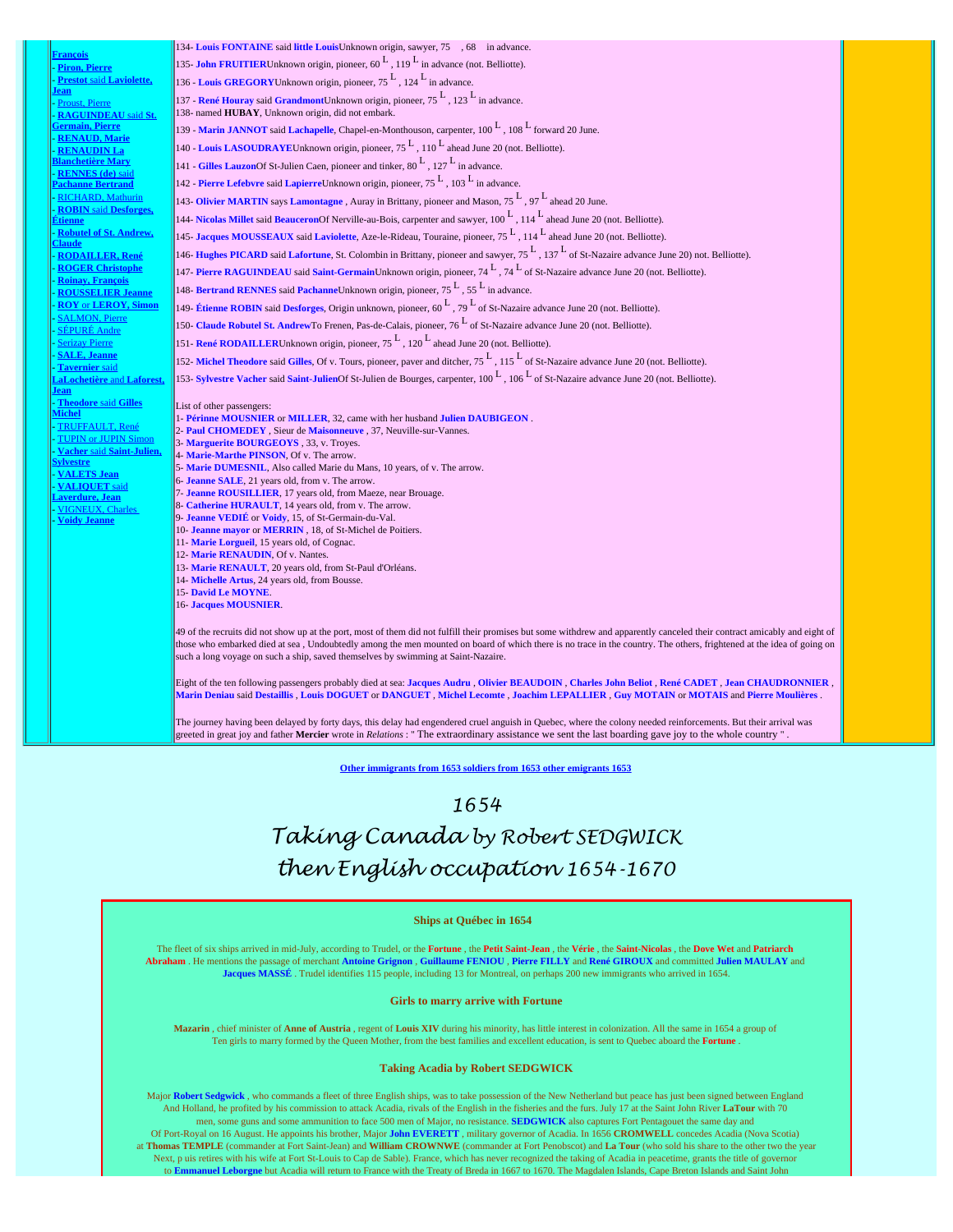- François
- Piron, Pierre
- Prestot said Laviolette, Jean
- Proust, Pierre
- RAGUINDEAU said St. Germain, Pierre
- RENAUD, Marie
- RENAUDIN La Blanchetière Mary
- RENNES (de) said Pachanne Bertrand
- RICHARD, Mathurin
- ROBIN said Desforges, Étienne
- Robutel of St. Andrew, Claude
- RODAILLER, René
- ROGER Christophe
- Roinay, François
- ROUSSELIER Jeanne
- ROY or LEROY, Simon
- SALMON, Pierre
- SÉPURÉ Andre
- Serizay Pierre
- SALE, Jeanne
- Tavernier said LaLochetière and Laforest, Jean
- Theodore said Gilles Michel
- TRUFFAULT, René
- TUPIN or JUPIN Simon
- Vacher said Saint-Julien, Sylvestre
- VALETS Jean
- VALIQUET said Laverdure, Jean
- VIGNEUX, Charles
- Voidy Jeanne

134- **Louis FONTAINE** said **little Louis**Unknown origin, sawyer, 75 , 68 in advance.

135- **John FRUITIER**Unknown origin, pioneer, 60 L , 119 L in advance (not. Belliotte).

136 - **Louis GREGORY**Unknown origin, pioneer, 75 L , 124 L in advance.

137 - **René Houray** said **Grandmont**Unknown origin, pioneer, 75 L , 123 L in advance.

138- named **HUBAY**, Unknown origin, did not embark.

139 - **Marin JANNOT** said **Lachapelle**, Chapel-en-Monthouson, carpenter, 100 L , 108 L forward 20 June.

140 - **Louis LASOUDRAYE**Unknown origin, pioneer, 75 L , 110 L ahead June 20 (not. Belliotte).

141 - **Gilles Lauzon**Of St-Julien Caen, pioneer and tinker, 80 L , 127 L in advance.

142 - **Pierre Lefebvre** said **Lapierre**Unknown origin, pioneer, 75 L , 103 L in advance.

143- **Olivier MARTIN** says **Lamontagne** , Auray in Brittany, pioneer and Mason, 75 L , 97 L ahead 20 June.

144- **Nicolas Millet** said **Beauceron**Of Nerville-au-Bois, carpenter and sawyer, 100 L , 114 L ahead June 20 (not. Belliotte).

145- **Jacques MOUSSEAUX** said **Laviolette**, Aze-le-Rideau, Touraine, pioneer, 75 L , 114 L ahead June 20 (not. Belliotte).

146- **Hughes PICARD** said **Lafortune**, St. Colombin in Brittany, pioneer and sawyer, 75 L , 137 L of St-Nazaire advance June 20) not. Belliotte).

147- **Pierre RAGUINDEAU** said **Saint-Germain**Unknown origin, pioneer, 74 L , 74 L of St-Nazaire advance June 20 (not. Belliotte).

148- **Bertrand RENNES** said **Pachanne**Unknown origin, pioneer, 75 L , 55 L in advance.

149- **Étienne ROBIN** said **Desforges**, Origin unknown, pioneer, 60 L , 79 L of St-Nazaire advance June 20 (not. Belliotte).

150- **Claude Robutel St. Andrew**To Frenen, Pas-de-Calais, pioneer, 76 L of St-Nazaire advance June 20 (not. Belliotte).

151- **René RODAILLER**Unknown origin, pioneer, 75 L , 120 L ahead June 20 (not. Belliotte).

152- **Michel Theodore** said **Gilles**, Of v. Tours, pioneer, paver and ditcher, 75 L , 115 L of St-Nazaire advance June 20 (not. Belliotte).

153- **Sylvestre Vacher** said **Saint-Julien**Of St-Julien de Bourges, carpenter, 100 L , 106 L of St-Nazaire advance June 20 (not. Belliotte).

List of other passengers:
1- **Périnne MOUSNIER** or **MILLER**, 32, came with her husband **Julien DAUBIGEON** .
2- **Paul CHOMEDEY** , Sieur de **Maisonneuve** , 37, Neuville-sur-Vannes.
3- **Marguerite BOURGEOYS** , 33, v. Troyes.
4- **Marie-Marthe PINSON**, Of v. The arrow.
5- **Marie DUMESNIL**, Also called Marie du Mans, 10 years, of v. The arrow.
6- **Jeanne SALE**, 21 years old, from v. The arrow.
7- **Jeanne ROUSILLIER**, 17 years old, from Maeze, near Brouage.
8- **Catherine HURAULT**, 14 years old, from v. The arrow.
9- **Jeanne VEDIÉ** or **Voidy**, 15, of St-Germain-du-Val.
10- **Jeanne mayor** or **MERRIN** , 18, of St-Michel de Poitiers.
11- **Marie Lorgueil**, 15 years old, of Cognac.
12- **Marie RENAUDIN**, Of v. Nantes.
13- **Marie RENAULT**, 20 years old, from St-Paul d'Orléans.
14- **Michelle Artus**, 24 years old, from Bousse.
15- **David Le MOYNE**.
16- **Jacques MOUSNIER**.

49 of the recruits did not show up at the port, most of them did not fulfill their promises but some withdrew and apparently canceled their contract amicably and eight of those who embarked died at sea , Undoubtedly among the men mounted on board of which there is no trace in the country. The others, frightened at the idea of going on such a long voyage on such a ship, saved themselves by swimming at Saint-Nazaire.

Eight of the ten following passengers probably died at sea: **Jacques Audru** , **Olivier BEAUDOIN** , **Charles John Beliot** , **René CADET** , **Jean CHAUDRONNIER** , **Marin Deniau** said **Destaillis** , **Louis DOGUET** or **DANGUET** , **Michel Lecomte** , **Joachim LEPALLIER** , **Guy MOTAIN** or **MOTAIS** and **Pierre Moulières** .

The journey having been delayed by forty days, this delay had engendered cruel anguish in Quebec, where the colony needed reinforcements. But their arrival was greeted in great joy and father **Mercier** wrote in *Relations* : " The extraordinary assistance we sent the last boarding gave joy to the whole country " .

Other immigrants from 1653 soldiers from 1653 other emigrants 1653

# 1654
# Taking Canada by Robert SEDGWICK
# then English occupation 1654-1670

### Ships at Québec in 1654

The fleet of six ships arrived in mid-July, according to Trudel, or the **Fortune** , the **Petit Saint-Jean** , the **Vérie** , the **Saint-Nicolas** , the **Dove Wet** and **Patriarch Abraham** . He mentions the passage of merchant **Antoine Grignon** , **Guillaume FENIOU** , **Pierre FILLY** and **René GIROUX** and committed **Julien MAULAY** and **Jacques MASSÉ** . Trudel identifies 115 people, including 13 for Montreal, on perhaps 200 new immigrants who arrived in 1654.

### Girls to marry arrive with Fortune

**Mazarin** , chief minister of **Anne of Austria** , regent of **Louis XIV** during his minority, has little interest in colonization. All the same in 1654 a group of Ten girls to marry formed by the Queen Mother, from the best families and excellent education, is sent to Quebec aboard the **Fortune** .

### Taking Acadia by Robert SEDGWICK

Major **Robert Sedgwick** , who commands a fleet of three English ships, was to take possession of the New Netherland but peace has just been signed between England And Holland, he profited by his commission to attack Acadia, rivals of the English in the fisheries and the furs. July 17 at the Saint John River **LaTour** with 70 men, some guns and some ammunition to face 500 men of Major, no resistance. **SEDGWICK** also captures Fort Pentagouet the same day and Of Port-Royal on 16 August. He appoints his brother, Major **John EVERETT** , military governor of Acadia. In 1656 **CROMWELL** concedes Acadia (Nova Scotia) at **Thomas TEMPLE** (commander at Fort Saint-Jean) and **William CROWNWE** (commander at Fort Penobscot) and **La Tour** (who sold his share to the other two the year Next, p uis retires with his wife at Fort St-Louis to Cap de Sable). France, which has never recognized the taking of Acadia in peacetime, grants the title of governor to **Emmanuel Leborgne** but Acadia will return to France with the Treaty of Breda in 1667 to 1670. The Magdalen Islands, Cape Breton Islands and Saint John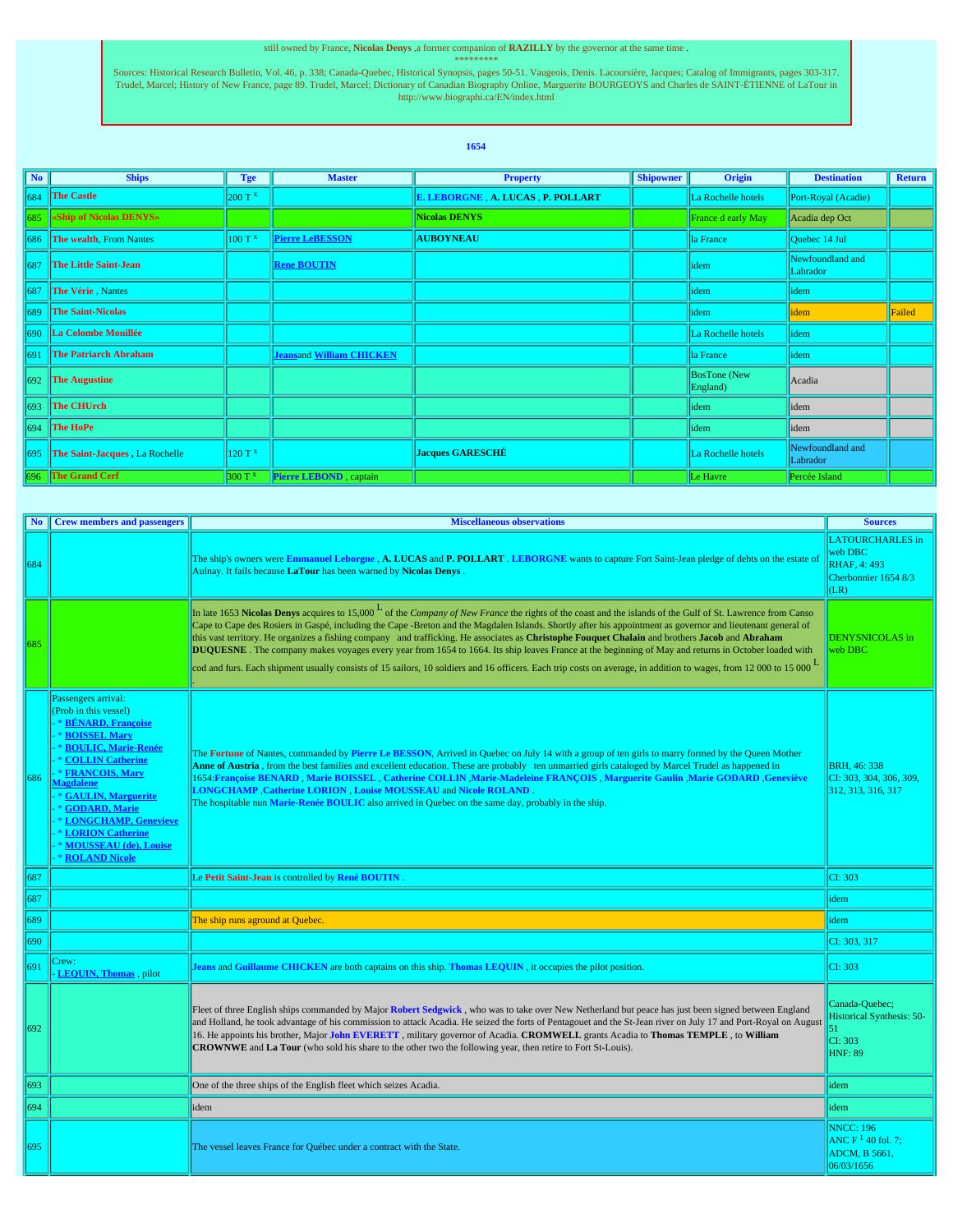still owned by France, **Nicolas Denys** ,a former companion of **RAZILLY** by the governor at the same time .

\*\*\*\*\*\*\*\*\*

Sources: Historical Research Bulletin, Vol. 46, p. 338; Canada-Quebec, Historical Synopsis, pages 50-51. Vaugeois, Denis. Lacoursière, Jacques; Catalog of Immigrants, pages 303-317. Trudel, Marcel; History of New France, page 89. Trudel, Marcel; Dictionary of Canadian Biography Online, Marguerite BOURGEOYS and Charles de SAINT-ÉTIENNE of LaTour in http://www.biographi.ca/EN/index.html

## 1654

| No | Ships | Tge | Master | Property | Shipowner | Origin | Destination | Return |
|---|---|---|---|---|---|---|---|---|
| 684 | **The Castle** | 200 T x | | **E. LEBORGNE** , **A. LUCAS** , **P. POLLART** | | La Rochelle hotels | Port-Royal (Acadie) | |
| 685 | **«Ship of Nicolas DENYS»** | | | **Nicolas DENYS** | | France d early May | Acadia dep Oct | |
| 686 | **The wealth**, From Nantes | 100 T x | **Pierre LeBESSON** | **AUBOYNEAU** | | la France | Quebec 14 Jul | |
| 687 | **The Little Saint-Jean** | | **Rene BOUTIN** | | | idem | Newfoundland and Labrador | |
| 687 | **The Vérie** , Nantes | | | | | idem | idem | |
| 689 | **The Saint-Nicolas** | | | | | idem | idem | Failed |
| 690 | **La Colombe Mouillée** | | | | | La Rochelle hotels | idem | |
| 691 | **The Patriarch Abraham** | | **Jeans**and **William CHICKEN** | | | la France | idem | |
| 692 | **The Augustine** | | | | | BosTone (New England) | Acadia | |
| 693 | **The CHUrch** | | | | | idem | idem | |
| 694 | **The HoPe** | | | | | idem | idem | |
| 695 | **The Saint-Jacques** , La Rochelle | 120 T x | | **Jacques GARESCHÉ** | | La Rochelle hotels | Newfoundland and Labrador | |
| 696 | **The Grand Cerf** | 300 T x | **Pierre LEBOND** , captain | | | Le Havre | Percée Island | |

| No | Crew members and passengers | Miscellaneous observations | Sources |
|---|---|---|---|
| 684 | | The ship's owners were **Emmanuel Leborgne** , **A. LUCAS** and **P. POLLART** . **LEBORGNE** wants to capture Fort Saint-Jean pledge of debts on the estate of Aulnay. It fails because **LaTour** has been warned by **Nicolas Denys** . | LATOURCHARLES in web DBC<br>RHAF, 4: 493<br>Cherbonnier 1654 8/3 (LR) |
| 685 | | In late 1653 **Nicolas Denys** acquires to 15,000 L of the *Company of New France* the rights of the coast and the islands of the Gulf of St. Lawrence from Canso Cape to Cape des Rosiers in Gaspé, including the Cape -Breton and the Magdalen Islands. Shortly after his appointment as governor and lieutenant general of this vast territory. He organizes a fishing company and trafficking. He associates as **Christophe Fouquet Chalain** and brothers **Jacob** and **Abraham DUQUESNE** . The company makes voyages every year from 1654 to 1664. Its ship leaves France at the beginning of May and returns in October loaded with cod and furs. Each shipment usually consists of 15 sailors, 10 soldiers and 16 officers. Each trip costs on average, in addition to wages, from 12 000 to 15 000 L . | DENYSNICOLAS in web DBC |
| 686 | Passengers arrival:<br>(Prob in this vessel)<br>- * **BÉNARD, Françoise**<br>- * **BOISSEL Mary**<br>- * **BOULIC, Marie-Renée**<br>- * **COLLIN Catherine**<br>- * **FRANCOIS, Mary Magdalene**<br>- * **GAULIN, Marguerite**<br>- * **GODARD, Marie**<br>- * **LONGCHAMP, Genevieve**<br>- * **LORION Catherine**<br>- * **MOUSSEAU (de), Louise**<br>- * **ROLAND Nicole** | The **Fortune** of Nantes, commanded by **Pierre Le BESSON**, Arrived in Quebec on July 14 with a group of ten girls to marry formed by the Queen Mother **Anne of Austria** , from the best families and excellent education. These are probably ten unmarried girls cataloged by Marcel Trudel as happened in 1654:**Françoise BENARD** , **Marie BOISSEL** , **Catherine COLLIN** ,**Marie-Madeleine FRANÇOIS** , **Marguerite Gaulin** ,**Marie GODARD** ,**Geneviève LONGCHAMP** ,**Catherine LORION** , **Louise MOUSSEAU** and **Nicole ROLAND** .<br>The hospitable nun **Marie-Renée BOULIC** also arrived in Quebec on the same day, probably in the ship. | BRH, 46: 338<br>CI: 303, 304, 306, 309, 312, 313, 316, 317 |
| 687 | | Le **Petit Saint-Jean** is controlled by **René BOUTIN** . | CI: 303 |
| 687 | | | idem |
| 689 | | The ship runs aground at Quebec. | idem |
| 690 | | | CI: 303, 317 |
| 691 | Crew:<br>- **LEQUIN, Thomas** , pilot | **Jeans** and **Guillaume CHICKEN** are both captains on this ship. **Thomas LEQUIN** , it occupies the pilot position. | CI: 303 |
| 692 | | Fleet of three English ships commanded by Major **Robert Sedgwick** , who was to take over New Netherland but peace has just been signed between England and Holland, he took advantage of his commission to attack Acadia. He seized the forts of Pentagouet and the St-Jean river on July 17 and Port-Royal on August 16. He appoints his brother, Major **John EVERETT** , military governor of Acadia. **CROMWELL** grants Acadia to **Thomas TEMPLE** , to **William CROWNWE** and **La Tour** (who sold his share to the other two the following year, then retire to Fort St-Louis). | Canada-Quebec; Historical Synthesis: 50-51<br>CI: 303<br>HNF: 89 |
| 693 | | One of the three ships of the English fleet which seizes Acadia. | idem |
| 694 | | idem | idem |
| 695 | | The vessel leaves France for Québec under a contract with the State. | NNCC: 196<br>ANC F 1 40 fol. 7;<br>ADCM, B 5661, 06/03/1656 |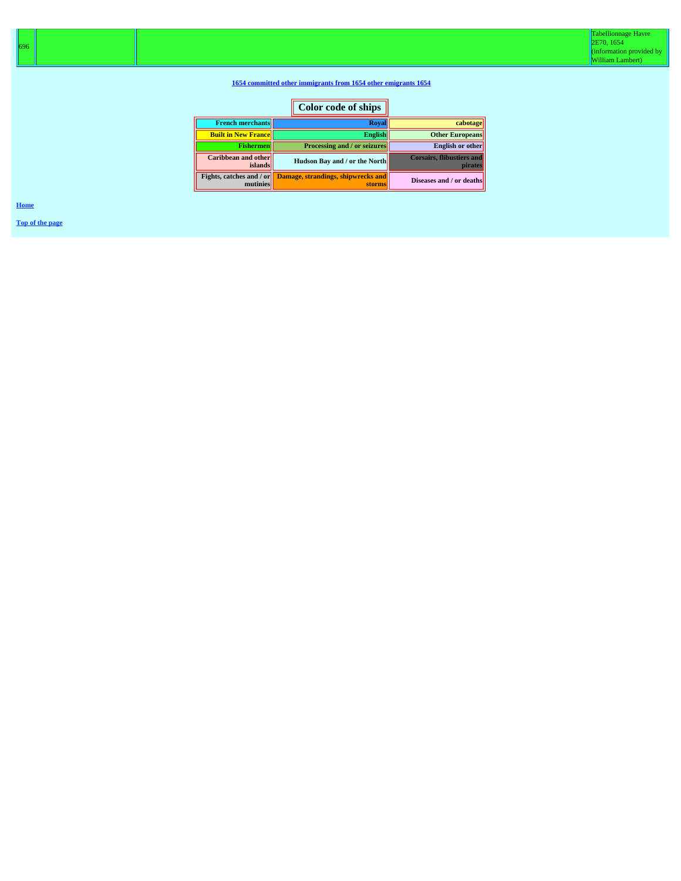| | | | |
|---|---|---|---|
| 696 | | | Tabellionnage Havre 2E70, 1654 (information provided by William Lambert) |

**1654 committed other immigrants from 1654 other emigrants 1654**

## Color code of ships

| | | |
|---|---|---|
| French merchants | Royal | cabotage |
| Built in New France | English | Other Europeans |
| Fishermen | Processing and / or seizures | English or other |
| Caribbean and other islands | Hudson Bay and / or the North | Corsairs, flibustiers and pirates |
| Fights, catches and / or mutinies | Damage, strandings, shipwrecks and storms | Diseases and / or deaths |

**Home**

**Top of the page**